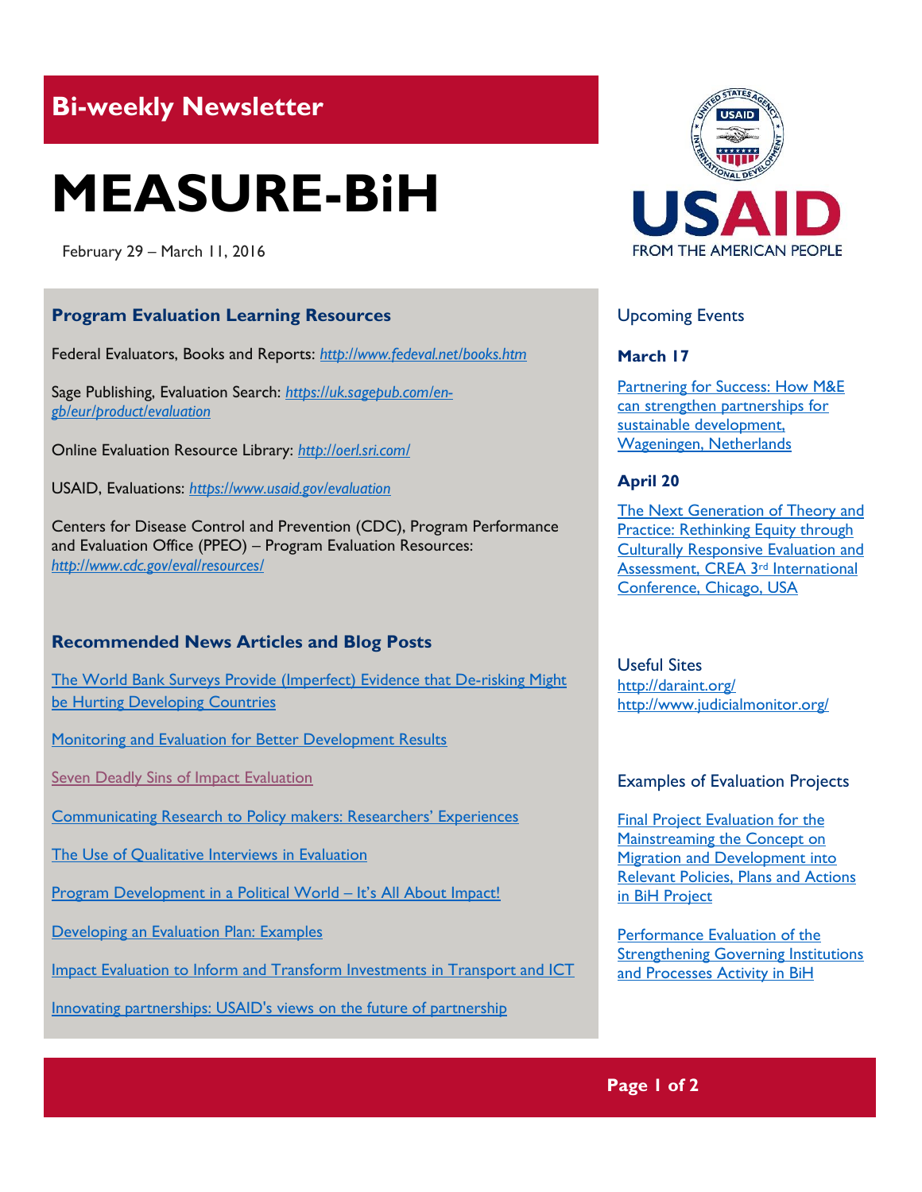## Bi-weekly Newsletter

# MEASURE-BiH

February 29 – March 11, 2016

### Program Evaluation Learning Resources

Federal Evaluators, Books and Reports: *http://www.fedeval.net/books.htm*

Sage Publishing, Evaluation Search: *https://uk.sagepub.com/en-gb/eur/product/evaluation*

Online Evaluation Resource Library: *http://oerl.sri.com/*

USAID, Evaluations: *https://www.usaid.gov/evaluation*

Centers for Disease Control and Prevention (CDC), Program Performance and Evaluation Office (PPEO) – Program Evaluation Resources: *http://www.cdc.gov/eval/resources/*

### Recommended News Articles and Blog Posts

The World Bank Surveys Provide (Imperfect) Evidence that De-risking Might be Hurting Developing Countries

Monitoring and Evaluation for Better Development Results

Seven Deadly Sins of Impact Evaluation

Communicating Research to Policy makers: Researchers' Experiences

The Use of Qualitative Interviews in Evaluation

Program Development in a Political World – It's All About Impact!

Developing an Evaluation Plan: Examples

Impact Evaluation to Inform and Transform Investments in Transport and ICT

Innovating partnerships: USAID's views on the future of partnership

### Upcoming Events

**March 17**

Partnering for Success: How M&E can strengthen partnerships for sustainable development, Wageningen, Netherlands

**April 20**

The Next Generation of Theory and Practice: Rethinking Equity through Culturally Responsive Evaluation and Assessment, CREA 3rd International Conference, Chicago, USA

### Useful Sites

http://daraint.org/
http://www.judicialmonitor.org/

### Examples of Evaluation Projects

Final Project Evaluation for the Mainstreaming the Concept on Migration and Development into Relevant Policies, Plans and Actions in BiH Project

Performance Evaluation of the Strengthening Governing Institutions and Processes Activity in BiH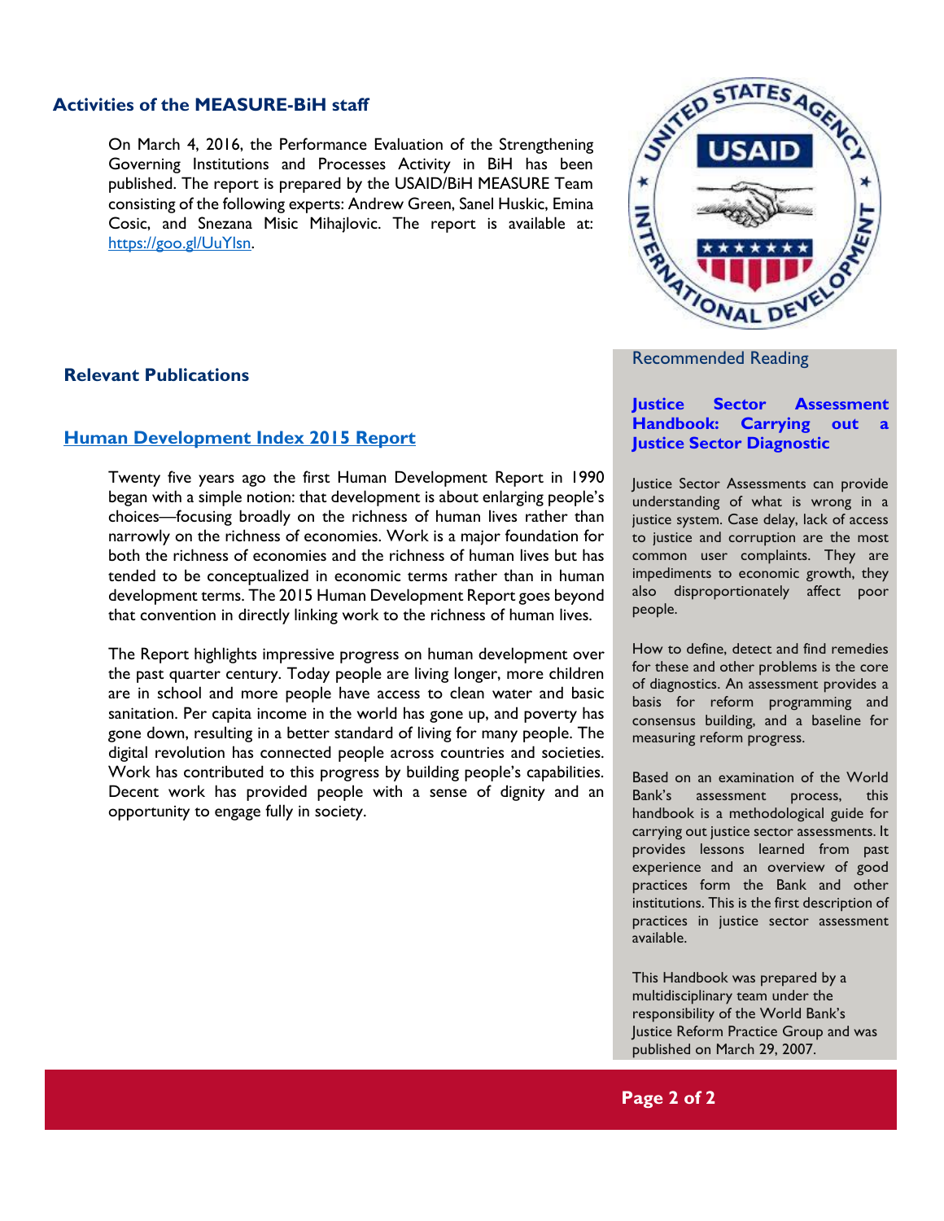## Activities of the MEASURE-BiH staff

On March 4, 2016, the Performance Evaluation of the Strengthening Governing Institutions and Processes Activity in BiH has been published. The report is prepared by the USAID/BiH MEASURE Team consisting of the following experts: Andrew Green, Sanel Huskic, Emina Cosic, and Snezana Misic Mihajlovic. The report is available at: [https://goo.gl/UuYlsn](https://goo.gl/UuYlsn).

## Relevant Publications

### [Human Development Index 2015 Report]()

Twenty five years ago the first Human Development Report in 1990 began with a simple notion: that development is about enlarging people's choices—focusing broadly on the richness of human lives rather than narrowly on the richness of economies. Work is a major foundation for both the richness of economies and the richness of human lives but has tended to be conceptualized in economic terms rather than in human development terms. The 2015 Human Development Report goes beyond that convention in directly linking work to the richness of human lives.

The Report highlights impressive progress on human development over the past quarter century. Today people are living longer, more children are in school and more people have access to clean water and basic sanitation. Per capita income in the world has gone up, and poverty has gone down, resulting in a better standard of living for many people. The digital revolution has connected people across countries and societies. Work has contributed to this progress by building people's capabilities. Decent work has provided people with a sense of dignity and an opportunity to engage fully in society.

## Recommended Reading

### Justice Sector Assessment Handbook: Carrying out a Justice Sector Diagnostic

Justice Sector Assessments can provide understanding of what is wrong in a justice system. Case delay, lack of access to justice and corruption are the most common user complaints. They are impediments to economic growth, they also disproportionately affect poor people.

How to define, detect and find remedies for these and other problems is the core of diagnostics. An assessment provides a basis for reform programming and consensus building, and a baseline for measuring reform progress.

Based on an examination of the World Bank's assessment process, this handbook is a methodological guide for carrying out justice sector assessments. It provides lessons learned from past experience and an overview of good practices form the Bank and other institutions. This is the first description of practices in justice sector assessment available.

This Handbook was prepared by a multidisciplinary team under the responsibility of the World Bank's Justice Reform Practice Group and was published on March 29, 2007.